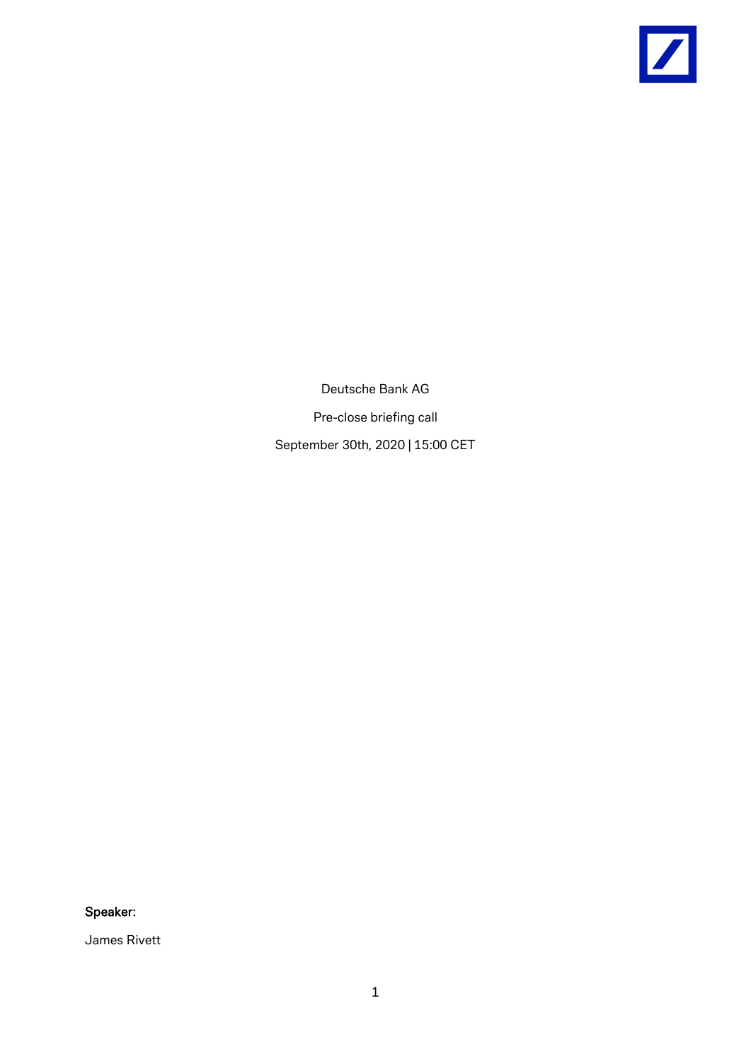Deutsche Bank AG

Pre-close briefing call

September 30th, 2020 | 15:00 CET

**Speaker:**

James Rivett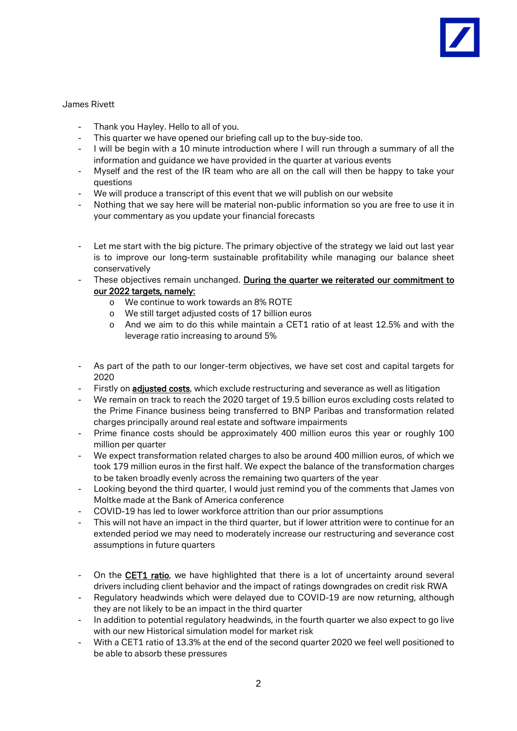James Rivett

- Thank you Hayley. Hello to all of you.
- This quarter we have opened our briefing call up to the buy-side too.
- I will be begin with a 10 minute introduction where I will run through a summary of all the information and guidance we have provided in the quarter at various events
- Myself and the rest of the IR team who are all on the call will then be happy to take your questions
- We will produce a transcript of this event that we will publish on our website
- Nothing that we say here will be material non-public information so you are free to use it in your commentary as you update your financial forecasts

- Let me start with the big picture. The primary objective of the strategy we laid out last year is to improve our long-term sustainable profitability while managing our balance sheet conservatively
- These objectives remain unchanged. <u>During the quarter we reiterated our commitment to our 2022 targets, namely:</u>
  - We continue to work towards an 8% ROTE
  - We still target adjusted costs of 17 billion euros
  - And we aim to do this while maintain a CET1 ratio of at least 12.5% and with the leverage ratio increasing to around 5%

- As part of the path to our longer-term objectives, we have set cost and capital targets for 2020
- Firstly on <u>adjusted costs</u>, which exclude restructuring and severance as well as litigation
- We remain on track to reach the 2020 target of 19.5 billion euros excluding costs related to the Prime Finance business being transferred to BNP Paribas and transformation related charges principally around real estate and software impairments
- Prime finance costs should be approximately 400 million euros this year or roughly 100 million per quarter
- We expect transformation related charges to also be around 400 million euros, of which we took 179 million euros in the first half. We expect the balance of the transformation charges to be taken broadly evenly across the remaining two quarters of the year
- Looking beyond the third quarter, I would just remind you of the comments that James von Moltke made at the Bank of America conference
- COVID-19 has led to lower workforce attrition than our prior assumptions
- This will not have an impact in the third quarter, but if lower attrition were to continue for an extended period we may need to moderately increase our restructuring and severance cost assumptions in future quarters

- On the <u>CET1 ratio</u>, we have highlighted that there is a lot of uncertainty around several drivers including client behavior and the impact of ratings downgrades on credit risk RWA
- Regulatory headwinds which were delayed due to COVID-19 are now returning, although they are not likely to be an impact in the third quarter
- In addition to potential regulatory headwinds, in the fourth quarter we also expect to go live with our new Historical simulation model for market risk
- With a CET1 ratio of 13.3% at the end of the second quarter 2020 we feel well positioned to be able to absorb these pressures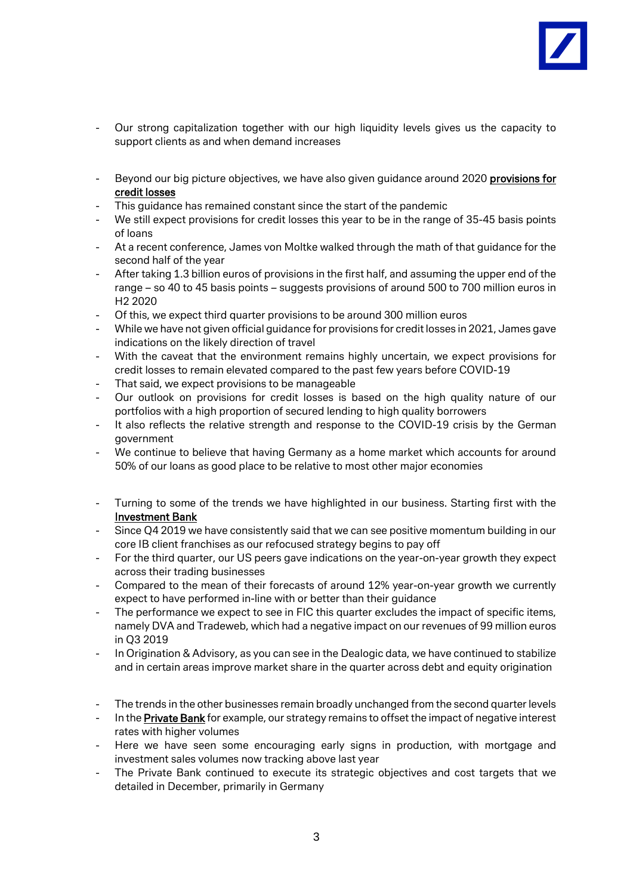- Our strong capitalization together with our high liquidity levels gives us the capacity to support clients as and when demand increases

- Beyond our big picture objectives, we have also given guidance around 2020 provisions for credit losses
- This guidance has remained constant since the start of the pandemic
- We still expect provisions for credit losses this year to be in the range of 35-45 basis points of loans
- At a recent conference, James von Moltke walked through the math of that guidance for the second half of the year
- After taking 1.3 billion euros of provisions in the first half, and assuming the upper end of the range – so 40 to 45 basis points – suggests provisions of around 500 to 700 million euros in H2 2020
- Of this, we expect third quarter provisions to be around 300 million euros
- While we have not given official guidance for provisions for credit losses in 2021, James gave indications on the likely direction of travel
- With the caveat that the environment remains highly uncertain, we expect provisions for credit losses to remain elevated compared to the past few years before COVID-19
- That said, we expect provisions to be manageable
- Our outlook on provisions for credit losses is based on the high quality nature of our portfolios with a high proportion of secured lending to high quality borrowers
- It also reflects the relative strength and response to the COVID-19 crisis by the German government
- We continue to believe that having Germany as a home market which accounts for around 50% of our loans as good place to be relative to most other major economies

- Turning to some of the trends we have highlighted in our business. Starting first with the Investment Bank
- Since Q4 2019 we have consistently said that we can see positive momentum building in our core IB client franchises as our refocused strategy begins to pay off
- For the third quarter, our US peers gave indications on the year-on-year growth they expect across their trading businesses
- Compared to the mean of their forecasts of around 12% year-on-year growth we currently expect to have performed in-line with or better than their guidance
- The performance we expect to see in FIC this quarter excludes the impact of specific items, namely DVA and Tradeweb, which had a negative impact on our revenues of 99 million euros in Q3 2019
- In Origination & Advisory, as you can see in the Dealogic data, we have continued to stabilize and in certain areas improve market share in the quarter across debt and equity origination

- The trends in the other businesses remain broadly unchanged from the second quarter levels
- In the Private Bank for example, our strategy remains to offset the impact of negative interest rates with higher volumes
- Here we have seen some encouraging early signs in production, with mortgage and investment sales volumes now tracking above last year
- The Private Bank continued to execute its strategic objectives and cost targets that we detailed in December, primarily in Germany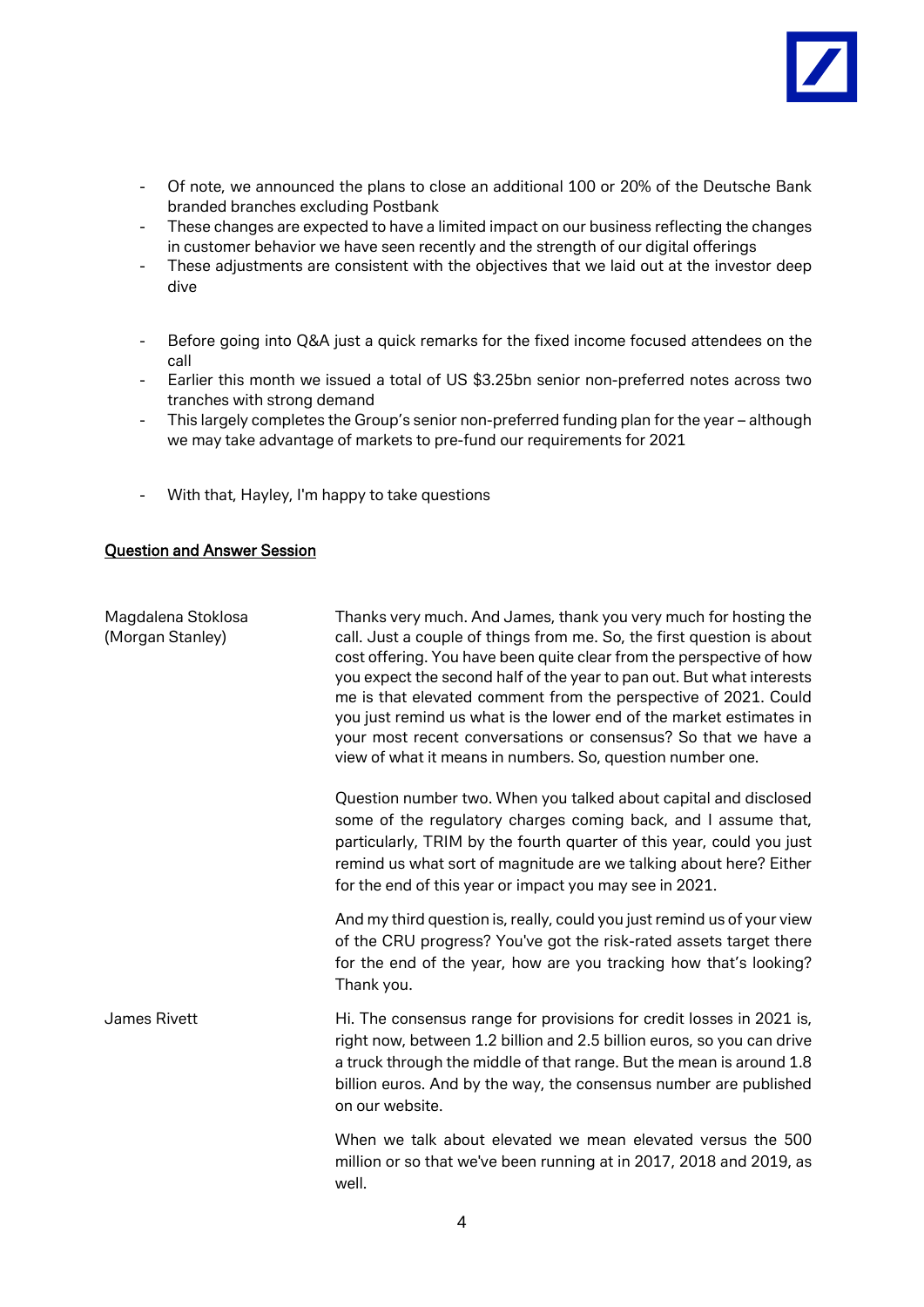- Of note, we announced the plans to close an additional 100 or 20% of the Deutsche Bank branded branches excluding Postbank
- These changes are expected to have a limited impact on our business reflecting the changes in customer behavior we have seen recently and the strength of our digital offerings
- These adjustments are consistent with the objectives that we laid out at the investor deep dive

- Before going into Q&A just a quick remarks for the fixed income focused attendees on the call
- Earlier this month we issued a total of US $3.25bn senior non-preferred notes across two tranches with strong demand
- This largely completes the Group's senior non-preferred funding plan for the year – although we may take advantage of markets to pre-fund our requirements for 2021

- With that, Hayley, I'm happy to take questions

## Question and Answer Session

**Magdalena Stoklosa (Morgan Stanley)**

Thanks very much. And James, thank you very much for hosting the call. Just a couple of things from me. So, the first question is about cost offering. You have been quite clear from the perspective of how you expect the second half of the year to pan out. But what interests me is that elevated comment from the perspective of 2021. Could you just remind us what is the lower end of the market estimates in your most recent conversations or consensus? So that we have a view of what it means in numbers. So, question number one.

Question number two. When you talked about capital and disclosed some of the regulatory charges coming back, and I assume that, particularly, TRIM by the fourth quarter of this year, could you just remind us what sort of magnitude are we talking about here? Either for the end of this year or impact you may see in 2021.

And my third question is, really, could you just remind us of your view of the CRU progress? You've got the risk-rated assets target there for the end of the year, how are you tracking how that's looking? Thank you.

**James Rivett**

Hi. The consensus range for provisions for credit losses in 2021 is, right now, between 1.2 billion and 2.5 billion euros, so you can drive a truck through the middle of that range. But the mean is around 1.8 billion euros. And by the way, the consensus number are published on our website.

When we talk about elevated we mean elevated versus the 500 million or so that we've been running at in 2017, 2018 and 2019, as well.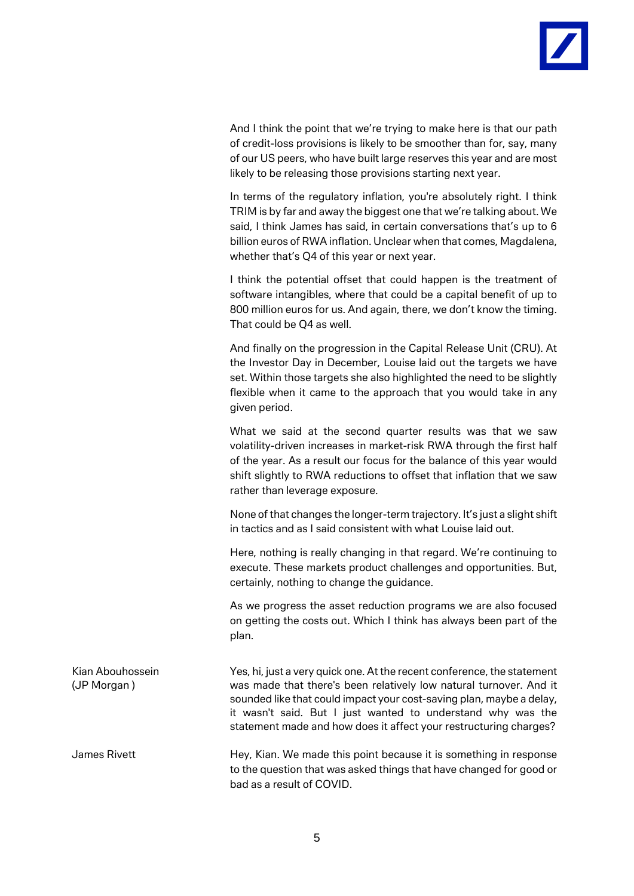And I think the point that we're trying to make here is that our path of credit-loss provisions is likely to be smoother than for, say, many of our US peers, who have built large reserves this year and are most likely to be releasing those provisions starting next year.

In terms of the regulatory inflation, you're absolutely right. I think TRIM is by far and away the biggest one that we're talking about. We said, I think James has said, in certain conversations that's up to 6 billion euros of RWA inflation. Unclear when that comes, Magdalena, whether that's Q4 of this year or next year.

I think the potential offset that could happen is the treatment of software intangibles, where that could be a capital benefit of up to 800 million euros for us. And again, there, we don't know the timing. That could be Q4 as well.

And finally on the progression in the Capital Release Unit (CRU). At the Investor Day in December, Louise laid out the targets we have set. Within those targets she also highlighted the need to be slightly flexible when it came to the approach that you would take in any given period.

What we said at the second quarter results was that we saw volatility-driven increases in market-risk RWA through the first half of the year. As a result our focus for the balance of this year would shift slightly to RWA reductions to offset that inflation that we saw rather than leverage exposure.

None of that changes the longer-term trajectory. It's just a slight shift in tactics and as I said consistent with what Louise laid out.

Here, nothing is really changing in that regard. We're continuing to execute. These markets product challenges and opportunities. But, certainly, nothing to change the guidance.

As we progress the asset reduction programs we are also focused on getting the costs out. Which I think has always been part of the plan.

**Kian Abouhossein (JP Morgan )**

Yes, hi, just a very quick one. At the recent conference, the statement was made that there's been relatively low natural turnover. And it sounded like that could impact your cost-saving plan, maybe a delay, it wasn't said. But I just wanted to understand why was the statement made and how does it affect your restructuring charges?

**James Rivett**

Hey, Kian. We made this point because it is something in response to the question that was asked things that have changed for good or bad as a result of COVID.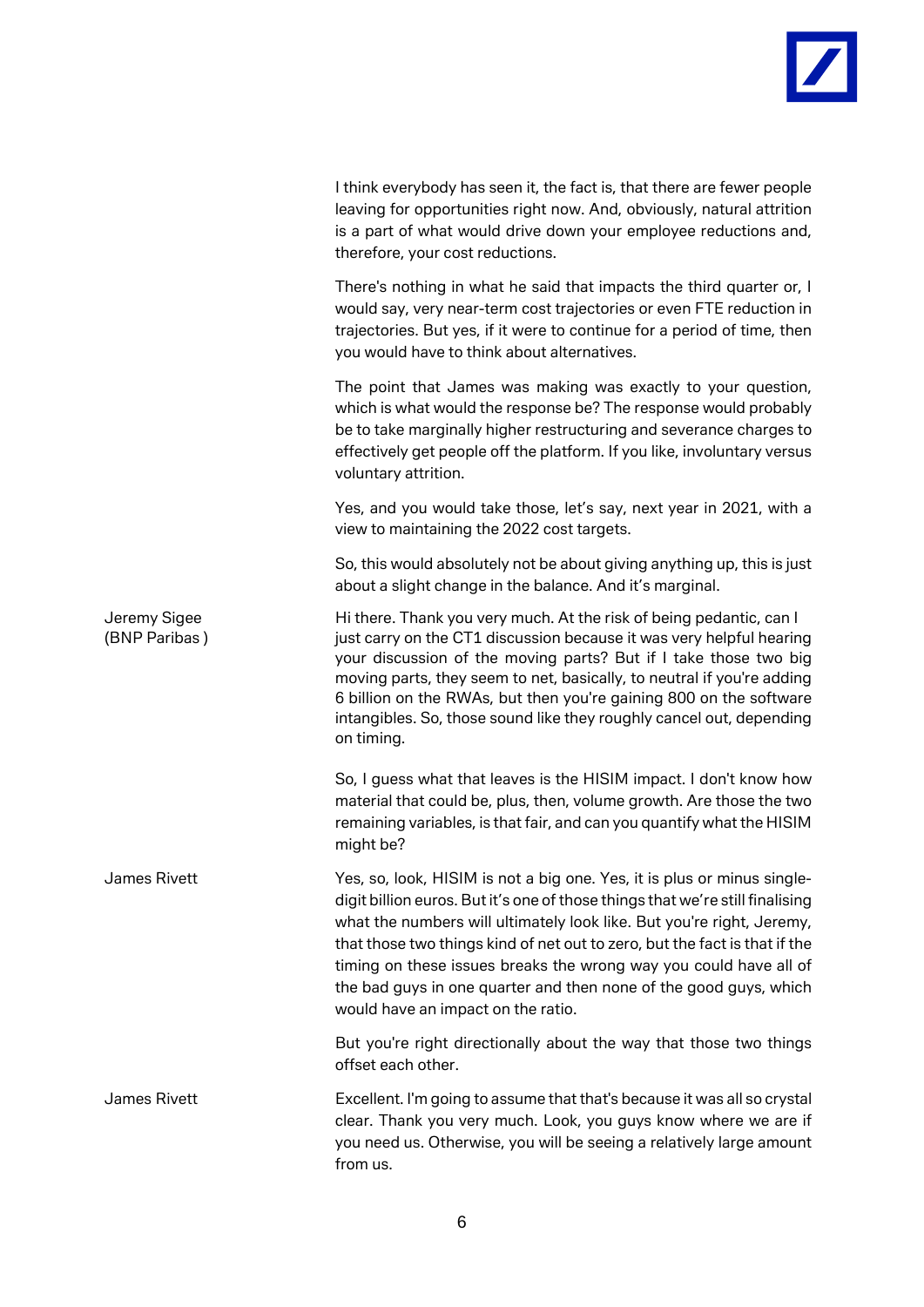I think everybody has seen it, the fact is, that there are fewer people leaving for opportunities right now. And, obviously, natural attrition is a part of what would drive down your employee reductions and, therefore, your cost reductions.

There's nothing in what he said that impacts the third quarter or, I would say, very near-term cost trajectories or even FTE reduction in trajectories. But yes, if it were to continue for a period of time, then you would have to think about alternatives.

The point that James was making was exactly to your question, which is what would the response be? The response would probably be to take marginally higher restructuring and severance charges to effectively get people off the platform. If you like, involuntary versus voluntary attrition.

Yes, and you would take those, let's say, next year in 2021, with a view to maintaining the 2022 cost targets.

So, this would absolutely not be about giving anything up, this is just about a slight change in the balance. And it's marginal.

**Jeremy Sigee (BNP Paribas )**

Hi there. Thank you very much. At the risk of being pedantic, can I just carry on the CT1 discussion because it was very helpful hearing your discussion of the moving parts? But if I take those two big moving parts, they seem to net, basically, to neutral if you're adding 6 billion on the RWAs, but then you're gaining 800 on the software intangibles. So, those sound like they roughly cancel out, depending on timing.

So, I guess what that leaves is the HISIM impact. I don't know how material that could be, plus, then, volume growth. Are those the two remaining variables, is that fair, and can you quantify what the HISIM might be?

**James Rivett**

Yes, so, look, HISIM is not a big one. Yes, it is plus or minus single-digit billion euros. But it's one of those things that we're still finalising what the numbers will ultimately look like. But you're right, Jeremy, that those two things kind of net out to zero, but the fact is that if the timing on these issues breaks the wrong way you could have all of the bad guys in one quarter and then none of the good guys, which would have an impact on the ratio.

But you're right directionally about the way that those two things offset each other.

**James Rivett**

Excellent. I'm going to assume that that's because it was all so crystal clear. Thank you very much. Look, you guys know where we are if you need us. Otherwise, you will be seeing a relatively large amount from us.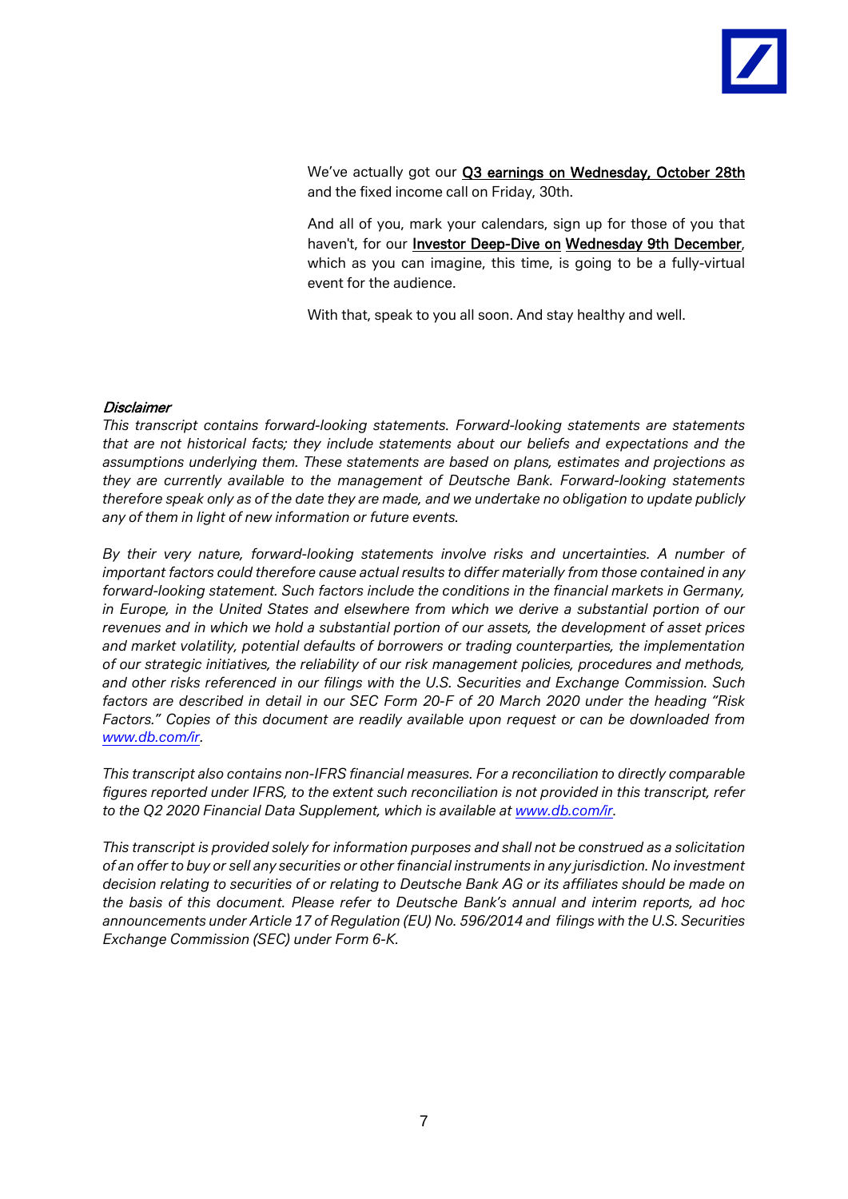We've actually got our Q3 earnings on Wednesday, October 28th and the fixed income call on Friday, 30th.

And all of you, mark your calendars, sign up for those of you that haven't, for our Investor Deep-Dive on Wednesday 9th December, which as you can imagine, this time, is going to be a fully-virtual event for the audience.

With that, speak to you all soon. And stay healthy and well.

*Disclaimer*

*This transcript contains forward-looking statements. Forward-looking statements are statements that are not historical facts; they include statements about our beliefs and expectations and the assumptions underlying them. These statements are based on plans, estimates and projections as they are currently available to the management of Deutsche Bank. Forward-looking statements therefore speak only as of the date they are made, and we undertake no obligation to update publicly any of them in light of new information or future events.*

*By their very nature, forward-looking statements involve risks and uncertainties. A number of important factors could therefore cause actual results to differ materially from those contained in any forward-looking statement. Such factors include the conditions in the financial markets in Germany, in Europe, in the United States and elsewhere from which we derive a substantial portion of our revenues and in which we hold a substantial portion of our assets, the development of asset prices and market volatility, potential defaults of borrowers or trading counterparties, the implementation of our strategic initiatives, the reliability of our risk management policies, procedures and methods, and other risks referenced in our filings with the U.S. Securities and Exchange Commission. Such factors are described in detail in our SEC Form 20-F of 20 March 2020 under the heading "Risk Factors." Copies of this document are readily available upon request or can be downloaded from www.db.com/ir.*

*This transcript also contains non-IFRS financial measures. For a reconciliation to directly comparable figures reported under IFRS, to the extent such reconciliation is not provided in this transcript, refer to the Q2 2020 Financial Data Supplement, which is available at www.db.com/ir.*

*This transcript is provided solely for information purposes and shall not be construed as a solicitation of an offer to buy or sell any securities or other financial instruments in any jurisdiction. No investment decision relating to securities of or relating to Deutsche Bank AG or its affiliates should be made on the basis of this document. Please refer to Deutsche Bank's annual and interim reports, ad hoc announcements under Article 17 of Regulation (EU) No. 596/2014 and filings with the U.S. Securities Exchange Commission (SEC) under Form 6-K.*